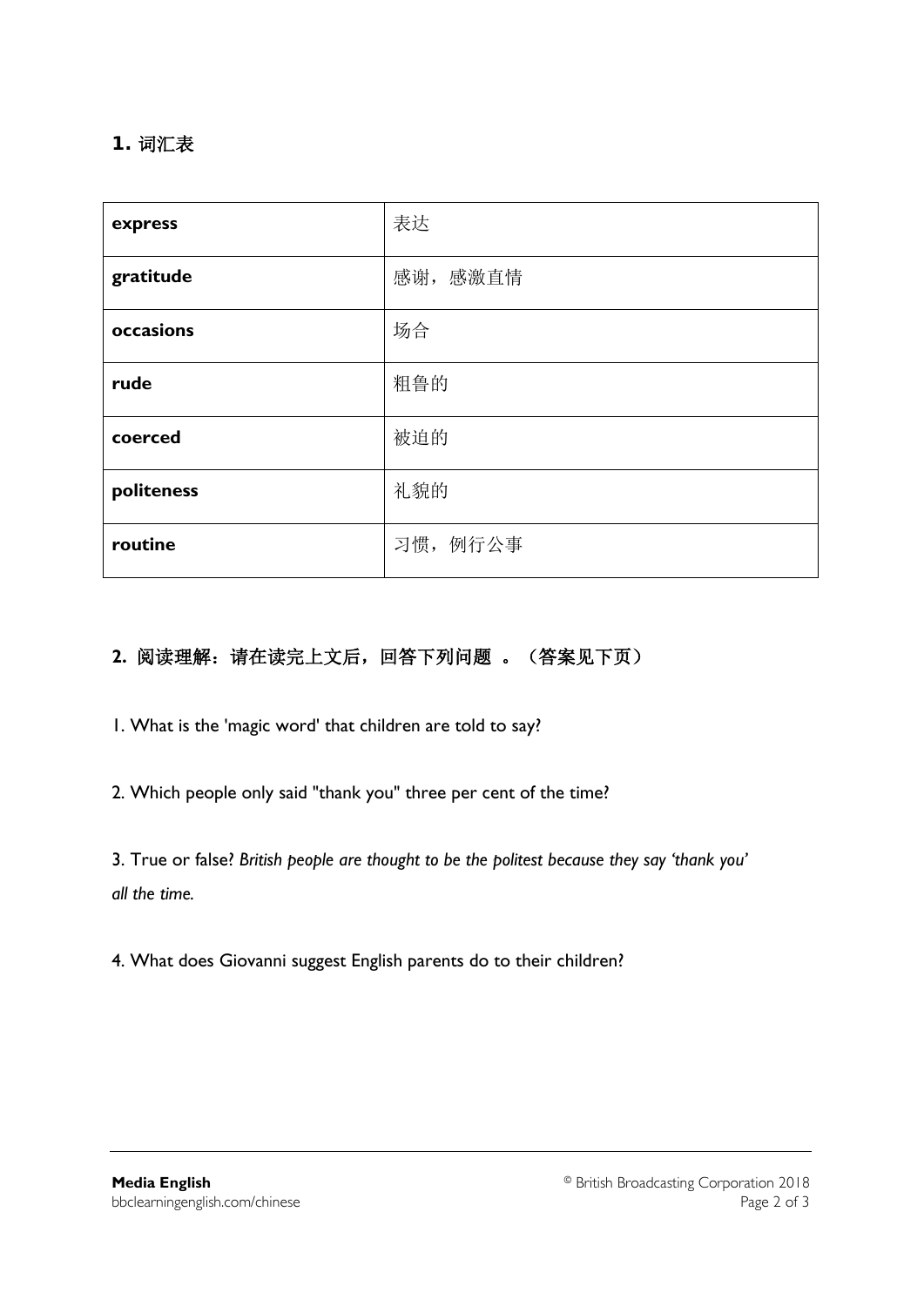## 1. 词汇表

| | |
|---|---|
| **express** | 表达 |
| **gratitude** | 感谢，感激直情 |
| **occasions** | 场合 |
| **rude** | 粗鲁的 |
| **coerced** | 被迫的 |
| **politeness** | 礼貌的 |
| **routine** | 习惯，例行公事 |

## 2. 阅读理解：请在读完上文后，回答下列问题 。（答案见下页）

1. What is the 'magic word' that children are told to say?

2. Which people only said "thank you" three per cent of the time?

3. True or false? *British people are thought to be the politest because they say 'thank you' all the time.*

4. What does Giovanni suggest English parents do to their children?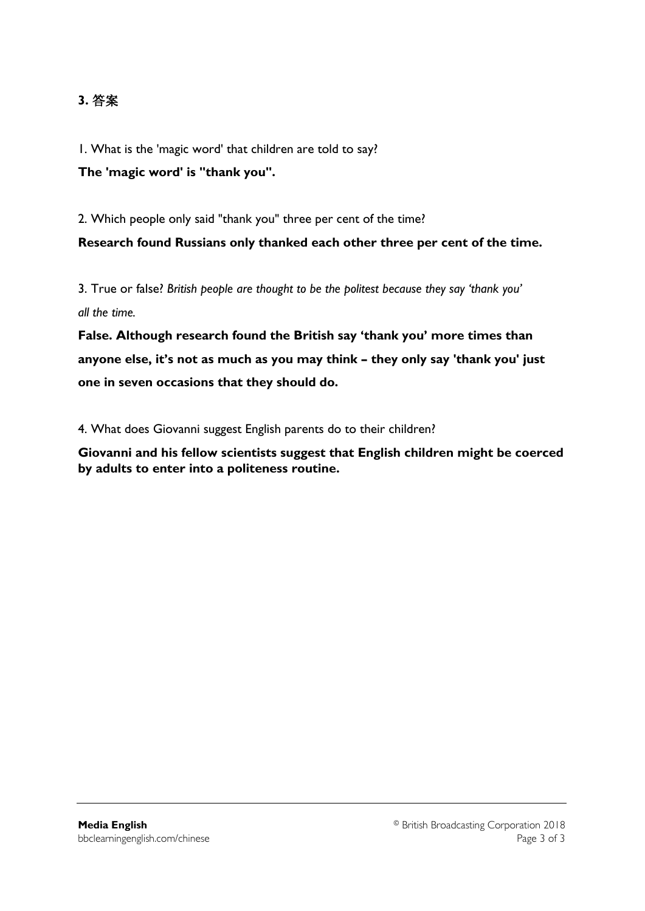### 3. 答案

1. What is the 'magic word' that children are told to say?

**The 'magic word' is "thank you".**

2. Which people only said "thank you" three per cent of the time?

**Research found Russians only thanked each other three per cent of the time.**

3. True or false? *British people are thought to be the politest because they say 'thank you' all the time.*

**False. Although research found the British say 'thank you' more times than anyone else, it's not as much as you may think – they only say 'thank you' just one in seven occasions that they should do.**

4. What does Giovanni suggest English parents do to their children?

**Giovanni and his fellow scientists suggest that English children might be coerced by adults to enter into a politeness routine.**